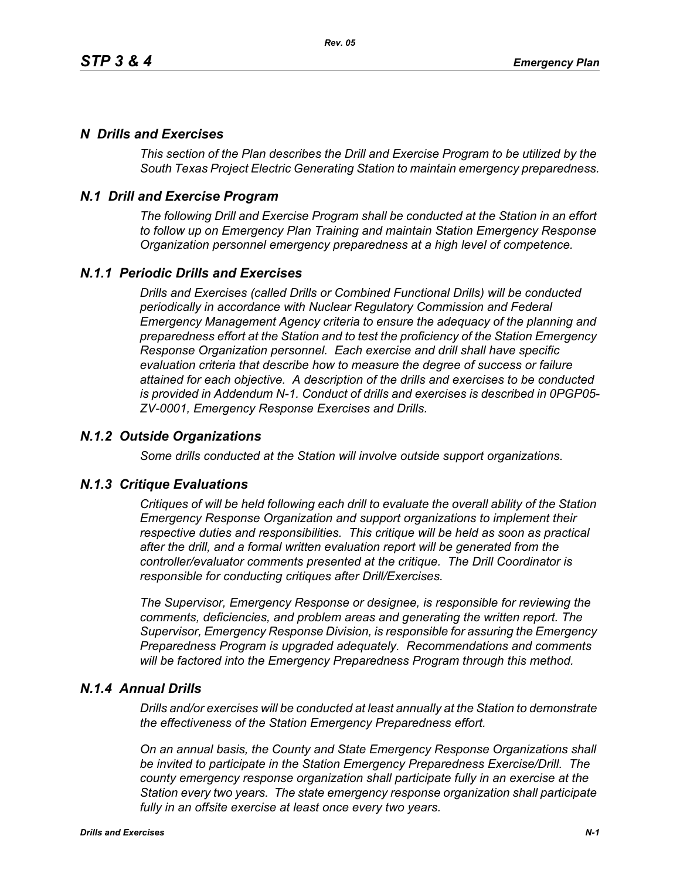## *N Drills and Exercises*

*This section of the Plan describes the Drill and Exercise Program to be utilized by the South Texas Project Electric Generating Station to maintain emergency preparedness.*

## *N.1 Drill and Exercise Program*

*The following Drill and Exercise Program shall be conducted at the Station in an effort to follow up on Emergency Plan Training and maintain Station Emergency Response Organization personnel emergency preparedness at a high level of competence.*

### *N.1.1 Periodic Drills and Exercises*

*Drills and Exercises (called Drills or Combined Functional Drills) will be conducted periodically in accordance with Nuclear Regulatory Commission and Federal Emergency Management Agency criteria to ensure the adequacy of the planning and preparedness effort at the Station and to test the proficiency of the Station Emergency Response Organization personnel. Each exercise and drill shall have specific evaluation criteria that describe how to measure the degree of success or failure attained for each objective. A description of the drills and exercises to be conducted is provided in Addendum N-1. Conduct of drills and exercises is described in 0PGP05-ZV-0001, Emergency Response Exercises and Drills.*

### *N.1.2 Outside Organizations*

*Some drills conducted at the Station will involve outside support organizations.*

### *N.1.3 Critique Evaluations*

*Critiques of will be held following each drill to evaluate the overall ability of the Station Emergency Response Organization and support organizations to implement their respective duties and responsibilities. This critique will be held as soon as practical after the drill, and a formal written evaluation report will be generated from the controller/evaluator comments presented at the critique. The Drill Coordinator is responsible for conducting critiques after Drill/Exercises.*

*The Supervisor, Emergency Response or designee, is responsible for reviewing the comments, deficiencies, and problem areas and generating the written report. The Supervisor, Emergency Response Division, is responsible for assuring the Emergency Preparedness Program is upgraded adequately. Recommendations and comments will be factored into the Emergency Preparedness Program through this method.*

### *N.1.4 Annual Drills*

*Drills and/or exercises will be conducted at least annually at the Station to demonstrate the effectiveness of the Station Emergency Preparedness effort.*

*On an annual basis, the County and State Emergency Response Organizations shall be invited to participate in the Station Emergency Preparedness Exercise/Drill. The county emergency response organization shall participate fully in an exercise at the Station every two years. The state emergency response organization shall participate fully in an offsite exercise at least once every two years.*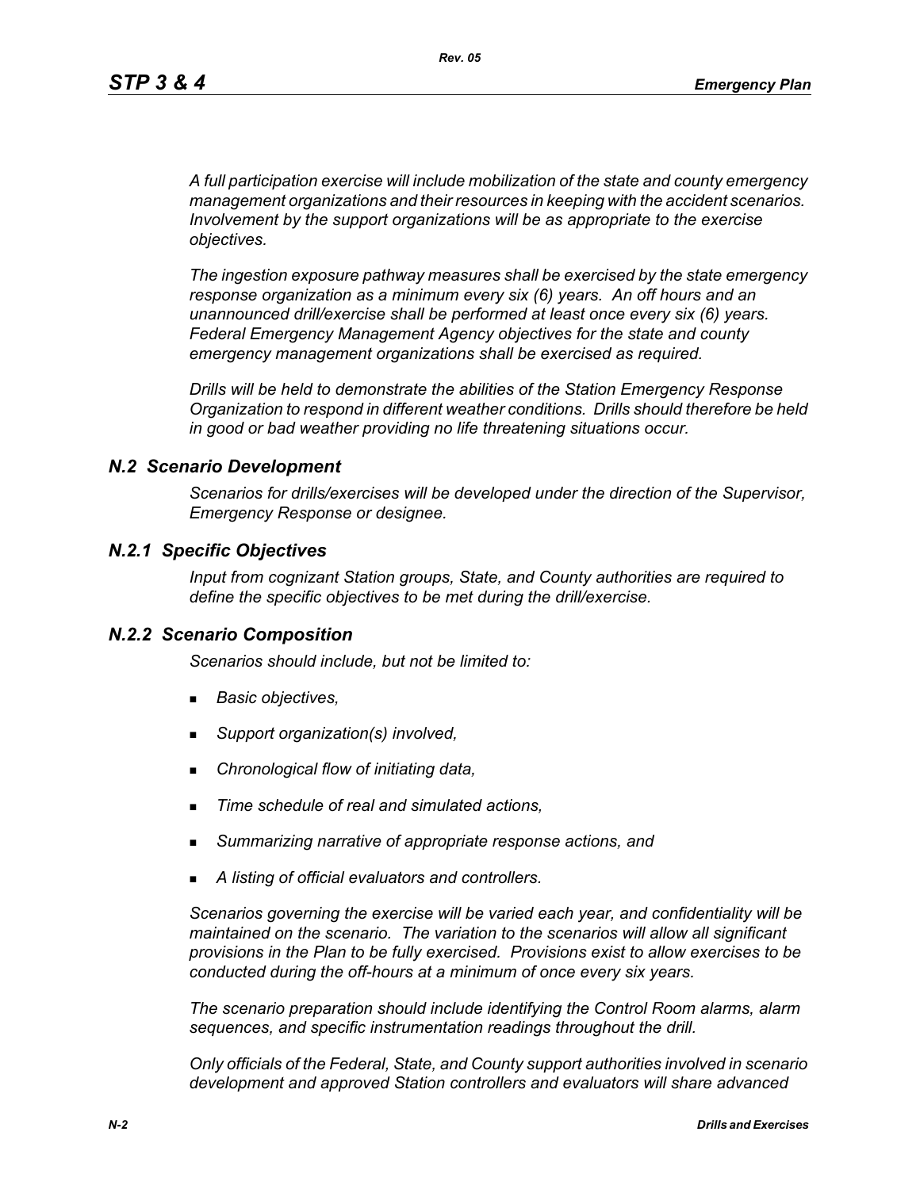*A full participation exercise will include mobilization of the state and county emergency management organizations and their resources in keeping with the accident scenarios. Involvement by the support organizations will be as appropriate to the exercise objectives.*

*The ingestion exposure pathway measures shall be exercised by the state emergency response organization as a minimum every six (6) years. An off hours and an unannounced drill/exercise shall be performed at least once every six (6) years. Federal Emergency Management Agency objectives for the state and county emergency management organizations shall be exercised as required.*

*Drills will be held to demonstrate the abilities of the Station Emergency Response Organization to respond in different weather conditions. Drills should therefore be held in good or bad weather providing no life threatening situations occur.*

## *N.2 Scenario Development*

*Scenarios for drills/exercises will be developed under the direction of the Supervisor, Emergency Response or designee.*

### *N.2.1 Specific Objectives*

*Input from cognizant Station groups, State, and County authorities are required to define the specific objectives to be met during the drill/exercise.*

### *N.2.2 Scenario Composition*

*Scenarios should include, but not be limited to:*

- *Basic objectives,*
- *Support organization(s) involved,*
- *Chronological flow of initiating data,*
- *Time schedule of real and simulated actions,*
- *Summarizing narrative of appropriate response actions, and*
- *A listing of official evaluators and controllers.*

*Scenarios governing the exercise will be varied each year, and confidentiality will be maintained on the scenario. The variation to the scenarios will allow all significant provisions in the Plan to be fully exercised. Provisions exist to allow exercises to be conducted during the off-hours at a minimum of once every six years.*

*The scenario preparation should include identifying the Control Room alarms, alarm sequences, and specific instrumentation readings throughout the drill.*

*Only officials of the Federal, State, and County support authorities involved in scenario development and approved Station controllers and evaluators will share advanced*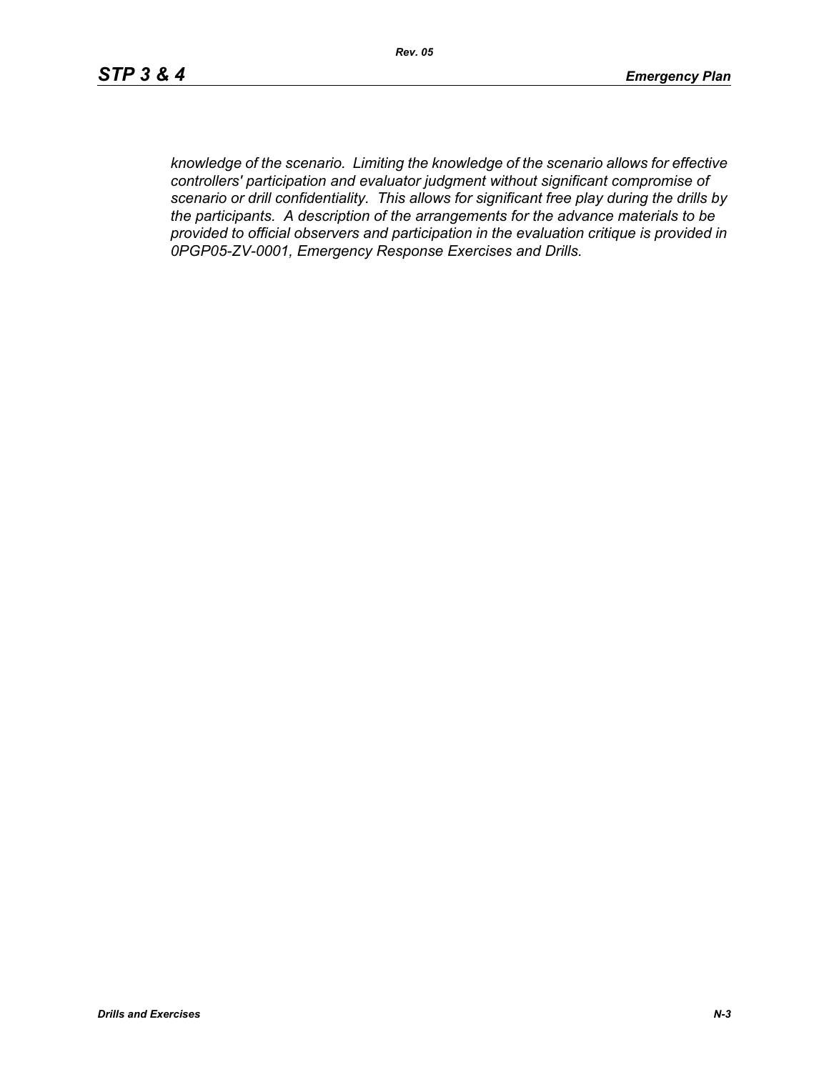*knowledge of the scenario. Limiting the knowledge of the scenario allows for effective controllers' participation and evaluator judgment without significant compromise of scenario or drill confidentiality. This allows for significant free play during the drills by the participants. A description of the arrangements for the advance materials to be provided to official observers and participation in the evaluation critique is provided in 0PGP05-ZV-0001, Emergency Response Exercises and Drills.*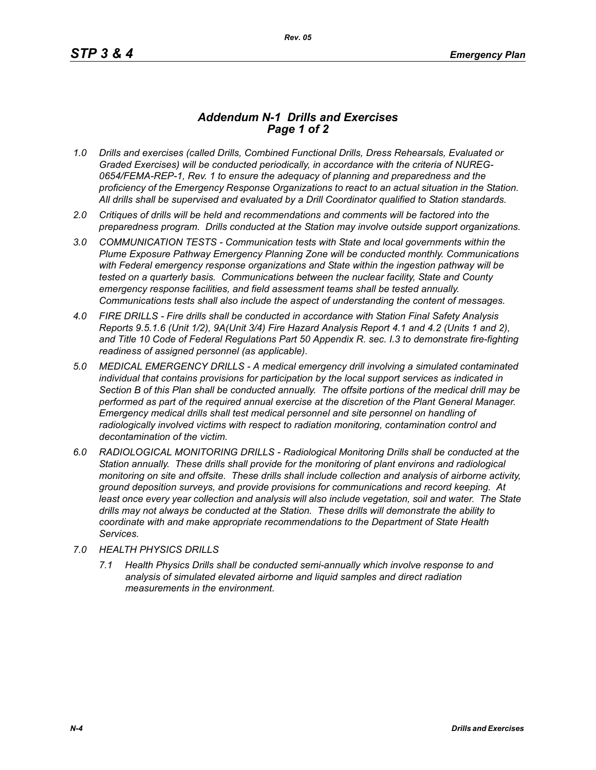# *Addendum N-1 Drills and Exercises*
## *Page 1 of 2*

*1.0 Drills and exercises (called Drills, Combined Functional Drills, Dress Rehearsals, Evaluated or Graded Exercises) will be conducted periodically, in accordance with the criteria of NUREG-0654/FEMA-REP-1, Rev. 1 to ensure the adequacy of planning and preparedness and the proficiency of the Emergency Response Organizations to react to an actual situation in the Station. All drills shall be supervised and evaluated by a Drill Coordinator qualified to Station standards.*

*2.0 Critiques of drills will be held and recommendations and comments will be factored into the preparedness program. Drills conducted at the Station may involve outside support organizations.*

*3.0 COMMUNICATION TESTS - Communication tests with State and local governments within the Plume Exposure Pathway Emergency Planning Zone will be conducted monthly. Communications with Federal emergency response organizations and State within the ingestion pathway will be tested on a quarterly basis. Communications between the nuclear facility, State and County emergency response facilities, and field assessment teams shall be tested annually. Communications tests shall also include the aspect of understanding the content of messages.*

*4.0 FIRE DRILLS - Fire drills shall be conducted in accordance with Station Final Safety Analysis Reports 9.5.1.6 (Unit 1/2), 9A(Unit 3/4) Fire Hazard Analysis Report 4.1 and 4.2 (Units 1 and 2), and Title 10 Code of Federal Regulations Part 50 Appendix R. sec. I.3 to demonstrate fire-fighting readiness of assigned personnel (as applicable).*

*5.0 MEDICAL EMERGENCY DRILLS - A medical emergency drill involving a simulated contaminated individual that contains provisions for participation by the local support services as indicated in Section B of this Plan shall be conducted annually. The offsite portions of the medical drill may be performed as part of the required annual exercise at the discretion of the Plant General Manager. Emergency medical drills shall test medical personnel and site personnel on handling of radiologically involved victims with respect to radiation monitoring, contamination control and decontamination of the victim.*

*6.0 RADIOLOGICAL MONITORING DRILLS - Radiological Monitoring Drills shall be conducted at the Station annually. These drills shall provide for the monitoring of plant environs and radiological monitoring on site and offsite. These drills shall include collection and analysis of airborne activity, ground deposition surveys, and provide provisions for communications and record keeping. At least once every year collection and analysis will also include vegetation, soil and water. The State drills may not always be conducted at the Station. These drills will demonstrate the ability to coordinate with and make appropriate recommendations to the Department of State Health Services.*

*7.0 HEALTH PHYSICS DRILLS*

*7.1 Health Physics Drills shall be conducted semi-annually which involve response to and analysis of simulated elevated airborne and liquid samples and direct radiation measurements in the environment.*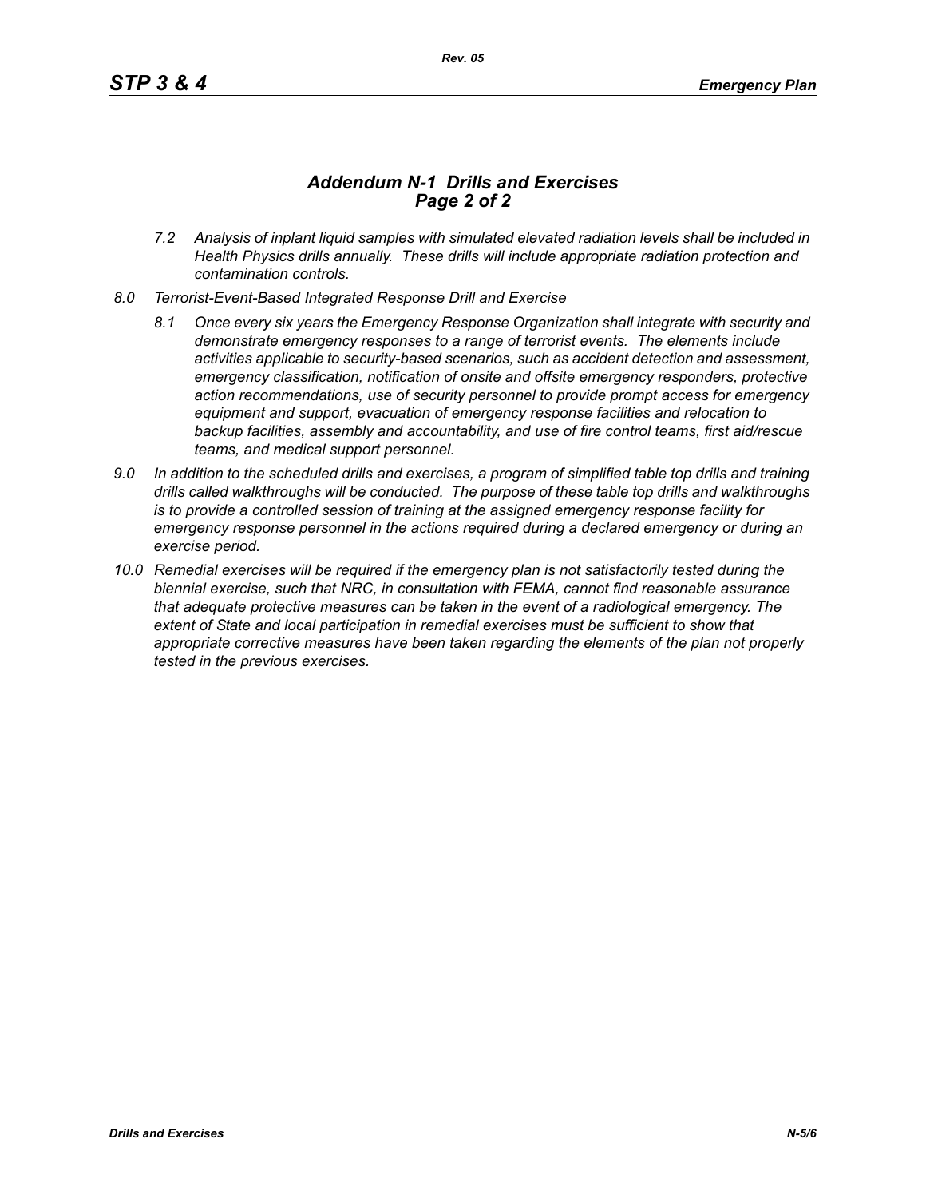## *Addendum N-1 Drills and Exercises Page 2 of 2*

*7.2 Analysis of inplant liquid samples with simulated elevated radiation levels shall be included in Health Physics drills annually. These drills will include appropriate radiation protection and contamination controls.*

*8.0 Terrorist-Event-Based Integrated Response Drill and Exercise*

*8.1 Once every six years the Emergency Response Organization shall integrate with security and demonstrate emergency responses to a range of terrorist events. The elements include activities applicable to security-based scenarios, such as accident detection and assessment, emergency classification, notification of onsite and offsite emergency responders, protective action recommendations, use of security personnel to provide prompt access for emergency equipment and support, evacuation of emergency response facilities and relocation to backup facilities, assembly and accountability, and use of fire control teams, first aid/rescue teams, and medical support personnel.*

*9.0 In addition to the scheduled drills and exercises, a program of simplified table top drills and training drills called walkthroughs will be conducted. The purpose of these table top drills and walkthroughs is to provide a controlled session of training at the assigned emergency response facility for emergency response personnel in the actions required during a declared emergency or during an exercise period.*

*10.0 Remedial exercises will be required if the emergency plan is not satisfactorily tested during the biennial exercise, such that NRC, in consultation with FEMA, cannot find reasonable assurance that adequate protective measures can be taken in the event of a radiological emergency. The extent of State and local participation in remedial exercises must be sufficient to show that appropriate corrective measures have been taken regarding the elements of the plan not properly tested in the previous exercises.*